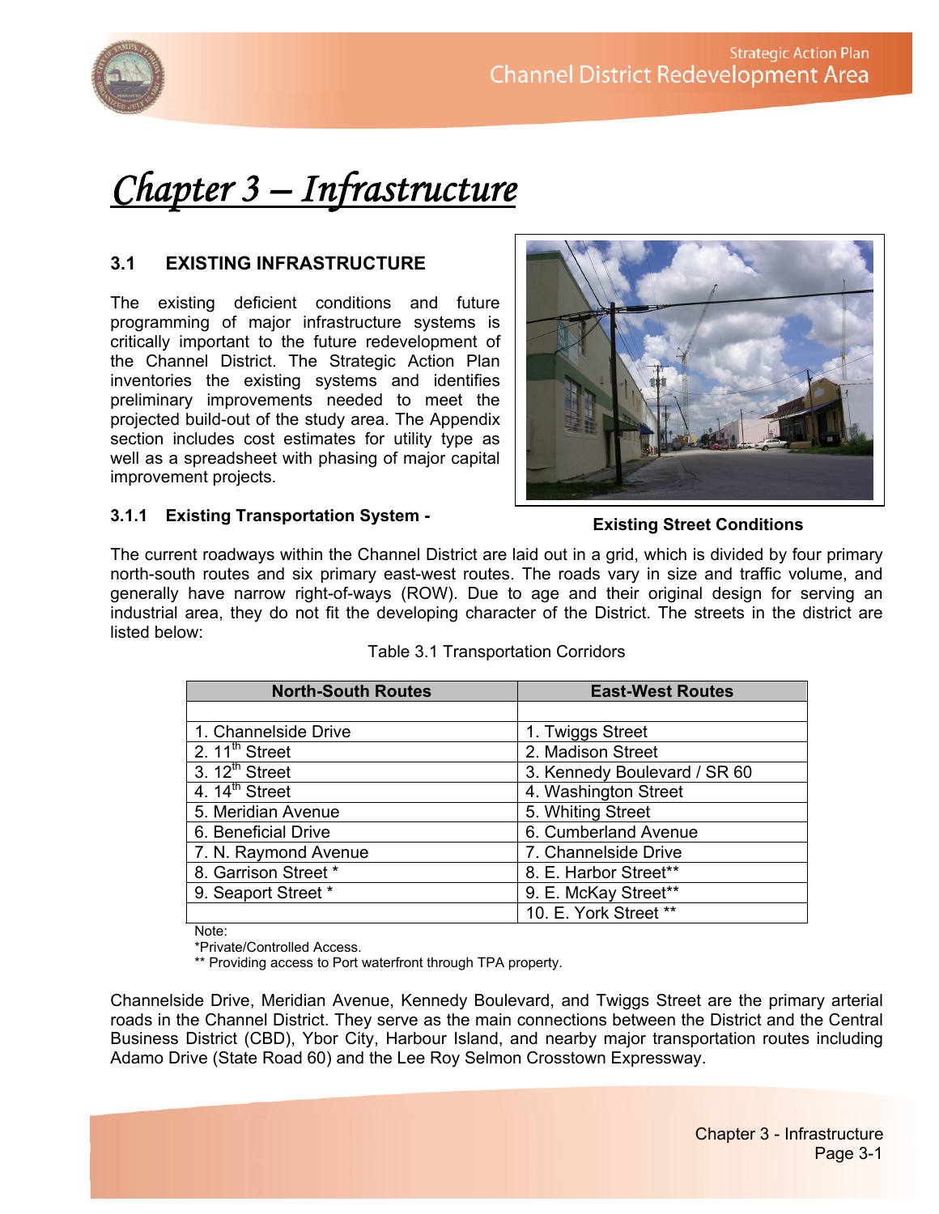# Chapter 3 – Infrastructure

## 3.1 EXISTING INFRASTRUCTURE

The existing deficient conditions and future programming of major infrastructure systems is critically important to the future redevelopment of the Channel District. The Strategic Action Plan inventories the existing systems and identifies preliminary improvements needed to meet the projected build-out of the study area. The Appendix section includes cost estimates for utility type as well as a spreadsheet with phasing of major capital improvement projects.

**Existing Street Conditions**

### 3.1.1 Existing Transportation System -

The current roadways within the Channel District are laid out in a grid, which is divided by four primary north-south routes and six primary east-west routes. The roads vary in size and traffic volume, and generally have narrow right-of-ways (ROW). Due to age and their original design for serving an industrial area, they do not fit the developing character of the District. The streets in the district are listed below:

Table 3.1 Transportation Corridors

| North-South Routes | East-West Routes |
|---|---|
| | |
| 1. Channelside Drive | 1. Twiggs Street |
| 2. 11th Street | 2. Madison Street |
| 3. 12th Street | 3. Kennedy Boulevard / SR 60 |
| 4. 14th Street | 4. Washington Street |
| 5. Meridian Avenue | 5. Whiting Street |
| 6. Beneficial Drive | 6. Cumberland Avenue |
| 7. N. Raymond Avenue | 7. Channelside Drive |
| 8. Garrison Street * | 8. E. Harbor Street** |
| 9. Seaport Street * | 9. E. McKay Street** |
| | 10. E. York Street ** |

Note:
*Private/Controlled Access.
** Providing access to Port waterfront through TPA property.

Channelside Drive, Meridian Avenue, Kennedy Boulevard, and Twiggs Street are the primary arterial roads in the Channel District. They serve as the main connections between the District and the Central Business District (CBD), Ybor City, Harbour Island, and nearby major transportation routes including Adamo Drive (State Road 60) and the Lee Roy Selmon Crosstown Expressway.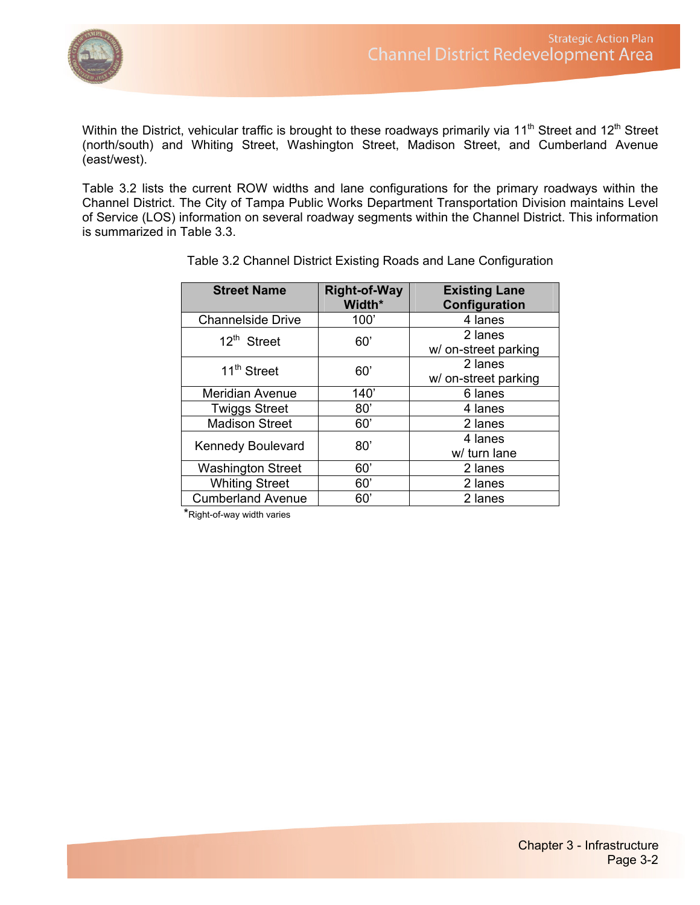Within the District, vehicular traffic is brought to these roadways primarily via 11th Street and 12th Street (north/south) and Whiting Street, Washington Street, Madison Street, and Cumberland Avenue (east/west).

Table 3.2 lists the current ROW widths and lane configurations for the primary roadways within the Channel District. The City of Tampa Public Works Department Transportation Division maintains Level of Service (LOS) information on several roadway segments within the Channel District. This information is summarized in Table 3.3.

Table 3.2 Channel District Existing Roads and Lane Configuration

| Street Name | Right-of-Way Width* | Existing Lane Configuration |
|---|---|---|
| Channelside Drive | 100' | 4 lanes |
| 12th Street | 60' | 2 lanes w/ on-street parking |
| 11th Street | 60' | 2 lanes w/ on-street parking |
| Meridian Avenue | 140' | 6 lanes |
| Twiggs Street | 80' | 4 lanes |
| Madison Street | 60' | 2 lanes |
| Kennedy Boulevard | 80' | 4 lanes w/ turn lane |
| Washington Street | 60' | 2 lanes |
| Whiting Street | 60' | 2 lanes |
| Cumberland Avenue | 60' | 2 lanes |

*Right-of-way width varies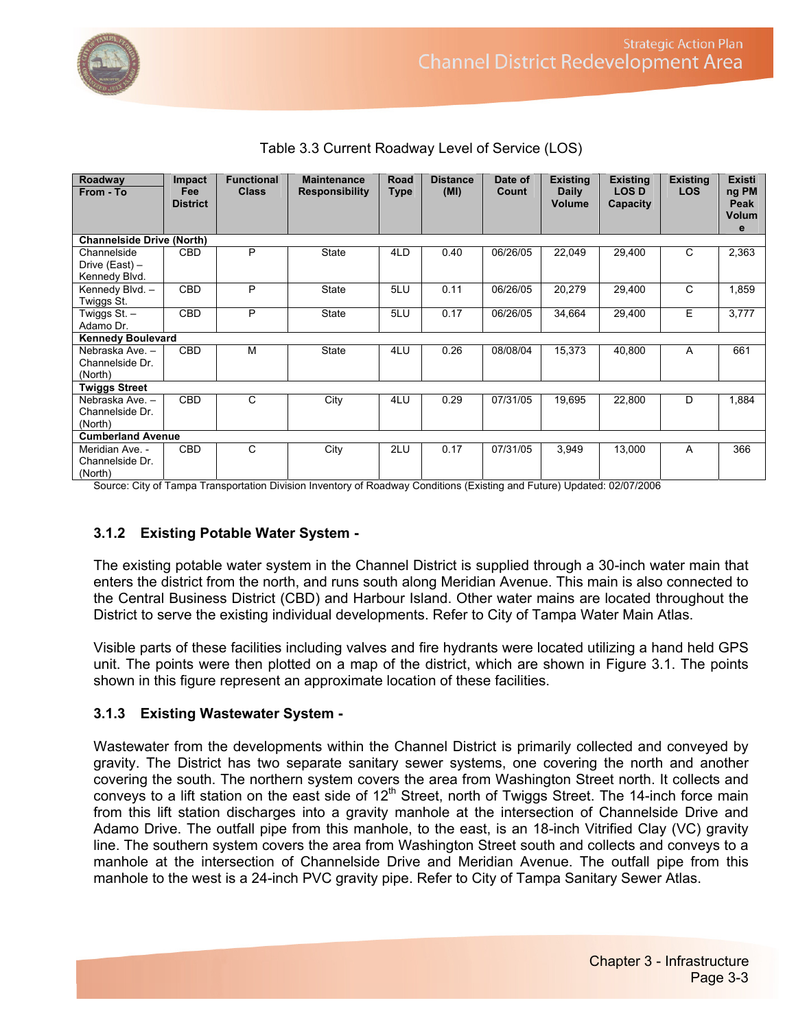Table 3.3 Current Roadway Level of Service (LOS)

| Roadway From - To | Impact Fee District | Functional Class | Maintenance Responsibility | Road Type | Distance (MI) | Date of Count | Existing Daily Volume | Existing LOS D Capacity | Existing LOS | Existing PM Peak Volume |
|---|---|---|---|---|---|---|---|---|---|---|
| **Channelside Drive (North)** | | | | | | | | | | |
| Channelside Drive (East) – Kennedy Blvd. | CBD | P | State | 4LD | 0.40 | 06/26/05 | 22,049 | 29,400 | C | 2,363 |
| Kennedy Blvd. – Twiggs St. | CBD | P | State | 5LU | 0.11 | 06/26/05 | 20,279 | 29,400 | C | 1,859 |
| Twiggs St. – Adamo Dr. | CBD | P | State | 5LU | 0.17 | 06/26/05 | 34,664 | 29,400 | E | 3,777 |
| **Kennedy Boulevard** | | | | | | | | | | |
| Nebraska Ave. – Channelside Dr. (North) | CBD | M | State | 4LU | 0.26 | 08/08/04 | 15,373 | 40,800 | A | 661 |
| **Twiggs Street** | | | | | | | | | | |
| Nebraska Ave. – Channelside Dr. (North) | CBD | C | City | 4LU | 0.29 | 07/31/05 | 19,695 | 22,800 | D | 1,884 |
| **Cumberland Avenue** | | | | | | | | | | |
| Meridian Ave. - Channelside Dr. (North) | CBD | C | City | 2LU | 0.17 | 07/31/05 | 3,949 | 13,000 | A | 366 |

Source: City of Tampa Transportation Division Inventory of Roadway Conditions (Existing and Future) Updated: 02/07/2006

### 3.1.2 Existing Potable Water System -

The existing potable water system in the Channel District is supplied through a 30-inch water main that enters the district from the north, and runs south along Meridian Avenue. This main is also connected to the Central Business District (CBD) and Harbour Island. Other water mains are located throughout the District to serve the existing individual developments. Refer to City of Tampa Water Main Atlas.

Visible parts of these facilities including valves and fire hydrants were located utilizing a hand held GPS unit. The points were then plotted on a map of the district, which are shown in Figure 3.1. The points shown in this figure represent an approximate location of these facilities.

### 3.1.3 Existing Wastewater System -

Wastewater from the developments within the Channel District is primarily collected and conveyed by gravity. The District has two separate sanitary sewer systems, one covering the north and another covering the south. The northern system covers the area from Washington Street north. It collects and conveys to a lift station on the east side of 12th Street, north of Twiggs Street. The 14-inch force main from this lift station discharges into a gravity manhole at the intersection of Channelside Drive and Adamo Drive. The outfall pipe from this manhole, to the east, is an 18-inch Vitrified Clay (VC) gravity line. The southern system covers the area from Washington Street south and collects and conveys to a manhole at the intersection of Channelside Drive and Meridian Avenue. The outfall pipe from this manhole to the west is a 24-inch PVC gravity pipe. Refer to City of Tampa Sanitary Sewer Atlas.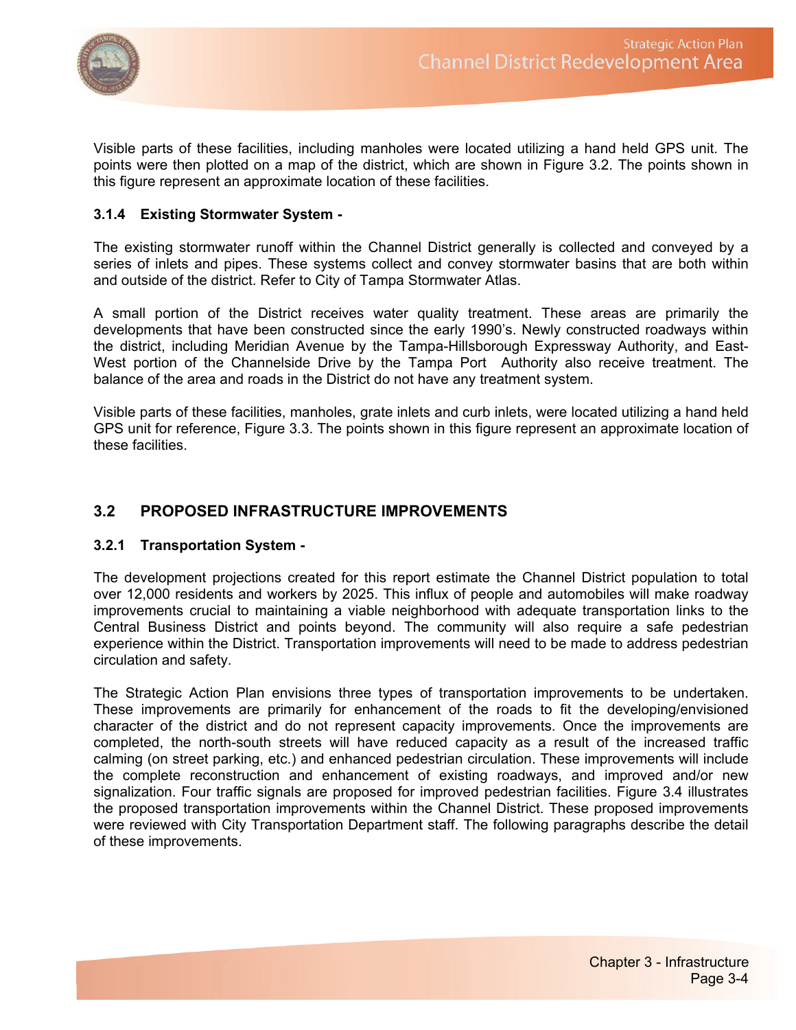Visible parts of these facilities, including manholes were located utilizing a hand held GPS unit. The points were then plotted on a map of the district, which are shown in Figure 3.2. The points shown in this figure represent an approximate location of these facilities.

### 3.1.4 Existing Stormwater System -

The existing stormwater runoff within the Channel District generally is collected and conveyed by a series of inlets and pipes. These systems collect and convey stormwater basins that are both within and outside of the district. Refer to City of Tampa Stormwater Atlas.

A small portion of the District receives water quality treatment. These areas are primarily the developments that have been constructed since the early 1990's. Newly constructed roadways within the district, including Meridian Avenue by the Tampa-Hillsborough Expressway Authority, and East-West portion of the Channelside Drive by the Tampa Port Authority also receive treatment. The balance of the area and roads in the District do not have any treatment system.

Visible parts of these facilities, manholes, grate inlets and curb inlets, were located utilizing a hand held GPS unit for reference, Figure 3.3. The points shown in this figure represent an approximate location of these facilities.

## 3.2 PROPOSED INFRASTRUCTURE IMPROVEMENTS

### 3.2.1 Transportation System -

The development projections created for this report estimate the Channel District population to total over 12,000 residents and workers by 2025. This influx of people and automobiles will make roadway improvements crucial to maintaining a viable neighborhood with adequate transportation links to the Central Business District and points beyond. The community will also require a safe pedestrian experience within the District. Transportation improvements will need to be made to address pedestrian circulation and safety.

The Strategic Action Plan envisions three types of transportation improvements to be undertaken. These improvements are primarily for enhancement of the roads to fit the developing/envisioned character of the district and do not represent capacity improvements. Once the improvements are completed, the north-south streets will have reduced capacity as a result of the increased traffic calming (on street parking, etc.) and enhanced pedestrian circulation. These improvements will include the complete reconstruction and enhancement of existing roadways, and improved and/or new signalization. Four traffic signals are proposed for improved pedestrian facilities. Figure 3.4 illustrates the proposed transportation improvements within the Channel District. These proposed improvements were reviewed with City Transportation Department staff. The following paragraphs describe the detail of these improvements.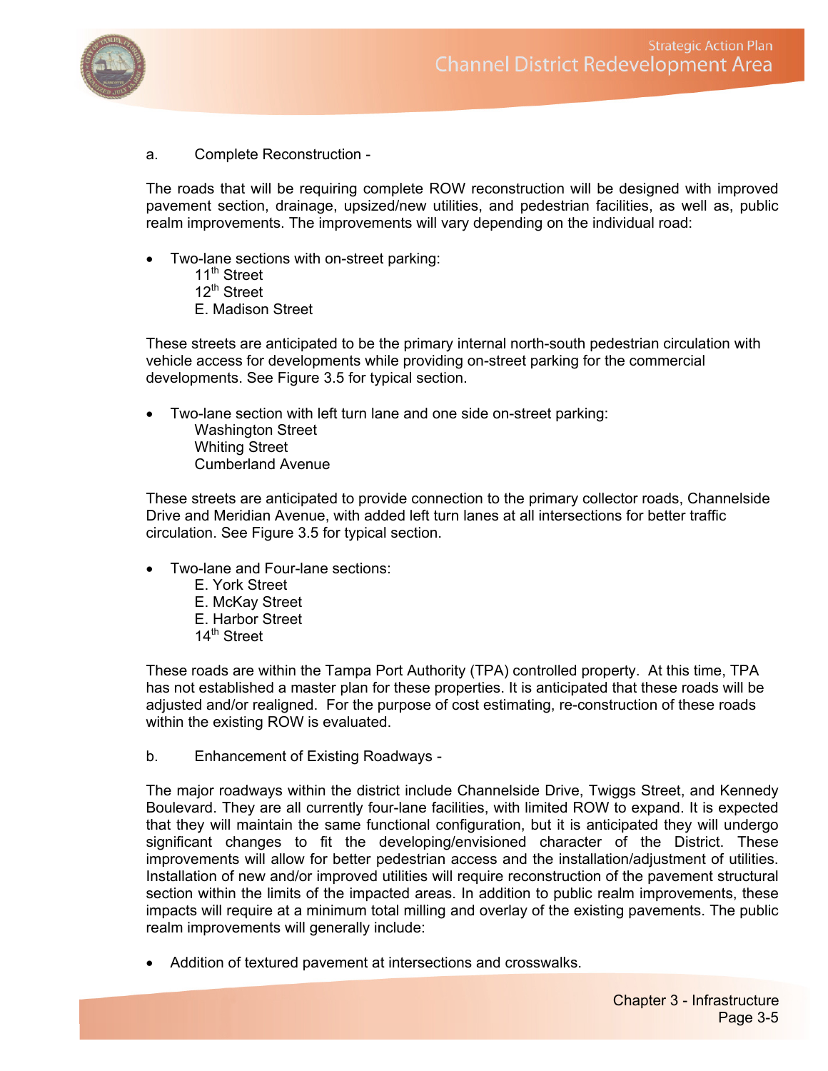a. Complete Reconstruction -

The roads that will be requiring complete ROW reconstruction will be designed with improved pavement section, drainage, upsized/new utilities, and pedestrian facilities, as well as, public realm improvements. The improvements will vary depending on the individual road:

- Two-lane sections with on-street parking:
  11th Street
  12th Street
  E. Madison Street

These streets are anticipated to be the primary internal north-south pedestrian circulation with vehicle access for developments while providing on-street parking for the commercial developments. See Figure 3.5 for typical section.

- Two-lane section with left turn lane and one side on-street parking:
  Washington Street
  Whiting Street
  Cumberland Avenue

These streets are anticipated to provide connection to the primary collector roads, Channelside Drive and Meridian Avenue, with added left turn lanes at all intersections for better traffic circulation. See Figure 3.5 for typical section.

- Two-lane and Four-lane sections:
  E. York Street
  E. McKay Street
  E. Harbor Street
  14th Street

These roads are within the Tampa Port Authority (TPA) controlled property. At this time, TPA has not established a master plan for these properties. It is anticipated that these roads will be adjusted and/or realigned. For the purpose of cost estimating, re-construction of these roads within the existing ROW is evaluated.

b. Enhancement of Existing Roadways -

The major roadways within the district include Channelside Drive, Twiggs Street, and Kennedy Boulevard. They are all currently four-lane facilities, with limited ROW to expand. It is expected that they will maintain the same functional configuration, but it is anticipated they will undergo significant changes to fit the developing/envisioned character of the District. These improvements will allow for better pedestrian access and the installation/adjustment of utilities. Installation of new and/or improved utilities will require reconstruction of the pavement structural section within the limits of the impacted areas. In addition to public realm improvements, these impacts will require at a minimum total milling and overlay of the existing pavements. The public realm improvements will generally include:

- Addition of textured pavement at intersections and crosswalks.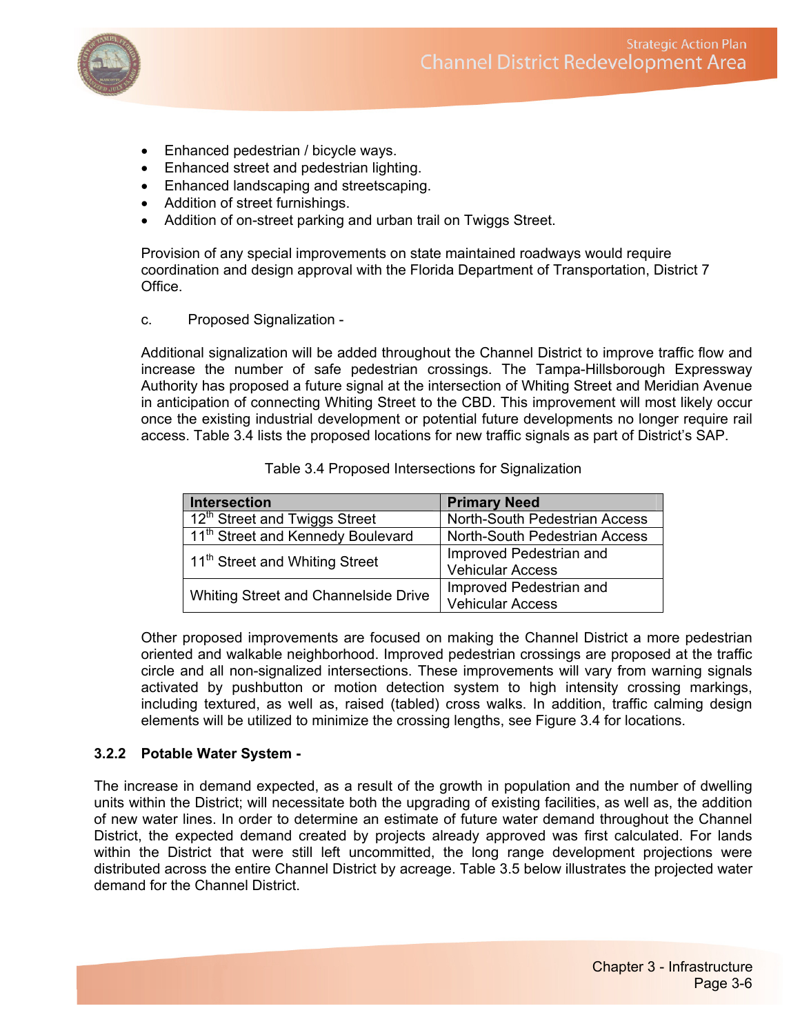- Enhanced pedestrian / bicycle ways.
- Enhanced street and pedestrian lighting.
- Enhanced landscaping and streetscaping.
- Addition of street furnishings.
- Addition of on-street parking and urban trail on Twiggs Street.

Provision of any special improvements on state maintained roadways would require coordination and design approval with the Florida Department of Transportation, District 7 Office.

c. Proposed Signalization -

Additional signalization will be added throughout the Channel District to improve traffic flow and increase the number of safe pedestrian crossings. The Tampa-Hillsborough Expressway Authority has proposed a future signal at the intersection of Whiting Street and Meridian Avenue in anticipation of connecting Whiting Street to the CBD. This improvement will most likely occur once the existing industrial development or potential future developments no longer require rail access. Table 3.4 lists the proposed locations for new traffic signals as part of District's SAP.

Table 3.4 Proposed Intersections for Signalization

| Intersection | Primary Need |
|---|---|
| 12th Street and Twiggs Street | North-South Pedestrian Access |
| 11th Street and Kennedy Boulevard | North-South Pedestrian Access |
| 11th Street and Whiting Street | Improved Pedestrian and Vehicular Access |
| Whiting Street and Channelside Drive | Improved Pedestrian and Vehicular Access |

Other proposed improvements are focused on making the Channel District a more pedestrian oriented and walkable neighborhood. Improved pedestrian crossings are proposed at the traffic circle and all non-signalized intersections. These improvements will vary from warning signals activated by pushbutton or motion detection system to high intensity crossing markings, including textured, as well as, raised (tabled) cross walks. In addition, traffic calming design elements will be utilized to minimize the crossing lengths, see Figure 3.4 for locations.

### 3.2.2 Potable Water System -

The increase in demand expected, as a result of the growth in population and the number of dwelling units within the District; will necessitate both the upgrading of existing facilities, as well as, the addition of new water lines. In order to determine an estimate of future water demand throughout the Channel District, the expected demand created by projects already approved was first calculated. For lands within the District that were still left uncommitted, the long range development projections were distributed across the entire Channel District by acreage. Table 3.5 below illustrates the projected water demand for the Channel District.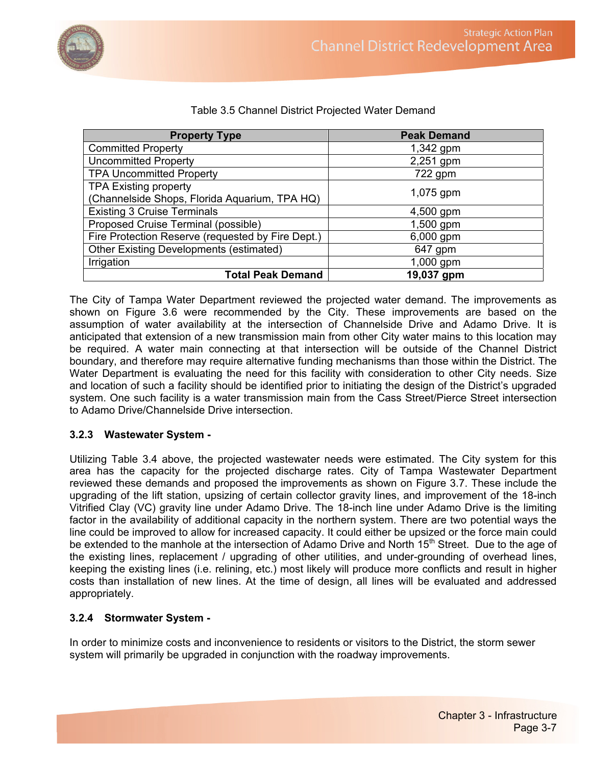Table 3.5 Channel District Projected Water Demand

| Property Type | Peak Demand |
|---|---|
| Committed Property | 1,342 gpm |
| Uncommitted Property | 2,251 gpm |
| TPA Uncommitted Property | 722 gpm |
| TPA Existing property (Channelside Shops, Florida Aquarium, TPA HQ) | 1,075 gpm |
| Existing 3 Cruise Terminals | 4,500 gpm |
| Proposed Cruise Terminal (possible) | 1,500 gpm |
| Fire Protection Reserve (requested by Fire Dept.) | 6,000 gpm |
| Other Existing Developments (estimated) | 647 gpm |
| Irrigation | 1,000 gpm |
| **Total Peak Demand** | **19,037 gpm** |

The City of Tampa Water Department reviewed the projected water demand. The improvements as shown on Figure 3.6 were recommended by the City. These improvements are based on the assumption of water availability at the intersection of Channelside Drive and Adamo Drive. It is anticipated that extension of a new transmission main from other City water mains to this location may be required. A water main connecting at that intersection will be outside of the Channel District boundary, and therefore may require alternative funding mechanisms than those within the District. The Water Department is evaluating the need for this facility with consideration to other City needs. Size and location of such a facility should be identified prior to initiating the design of the District's upgraded system. One such facility is a water transmission main from the Cass Street/Pierce Street intersection to Adamo Drive/Channelside Drive intersection.

### 3.2.3 Wastewater System -

Utilizing Table 3.4 above, the projected wastewater needs were estimated. The City system for this area has the capacity for the projected discharge rates. City of Tampa Wastewater Department reviewed these demands and proposed the improvements as shown on Figure 3.7. These include the upgrading of the lift station, upsizing of certain collector gravity lines, and improvement of the 18-inch Vitrified Clay (VC) gravity line under Adamo Drive. The 18-inch line under Adamo Drive is the limiting factor in the availability of additional capacity in the northern system. There are two potential ways the line could be improved to allow for increased capacity. It could either be upsized or the force main could be extended to the manhole at the intersection of Adamo Drive and North 15th Street. Due to the age of the existing lines, replacement / upgrading of other utilities, and under-grounding of overhead lines, keeping the existing lines (i.e. relining, etc.) most likely will produce more conflicts and result in higher costs than installation of new lines. At the time of design, all lines will be evaluated and addressed appropriately.

### 3.2.4 Stormwater System -

In order to minimize costs and inconvenience to residents or visitors to the District, the storm sewer system will primarily be upgraded in conjunction with the roadway improvements.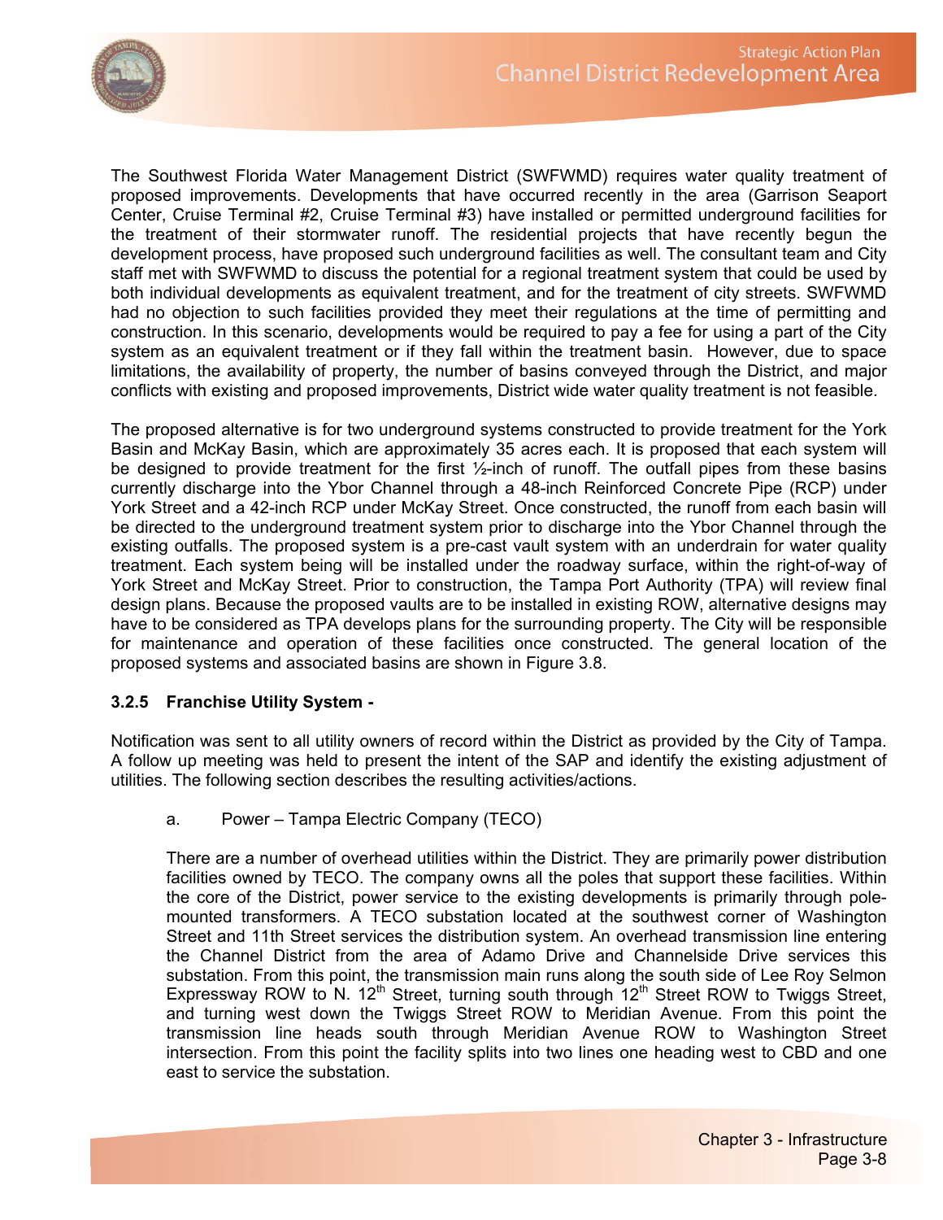The Southwest Florida Water Management District (SWFWMD) requires water quality treatment of proposed improvements. Developments that have occurred recently in the area (Garrison Seaport Center, Cruise Terminal #2, Cruise Terminal #3) have installed or permitted underground facilities for the treatment of their stormwater runoff. The residential projects that have recently begun the development process, have proposed such underground facilities as well. The consultant team and City staff met with SWFWMD to discuss the potential for a regional treatment system that could be used by both individual developments as equivalent treatment, and for the treatment of city streets. SWFWMD had no objection to such facilities provided they meet their regulations at the time of permitting and construction. In this scenario, developments would be required to pay a fee for using a part of the City system as an equivalent treatment or if they fall within the treatment basin. However, due to space limitations, the availability of property, the number of basins conveyed through the District, and major conflicts with existing and proposed improvements, District wide water quality treatment is not feasible.

The proposed alternative is for two underground systems constructed to provide treatment for the York Basin and McKay Basin, which are approximately 35 acres each. It is proposed that each system will be designed to provide treatment for the first ½-inch of runoff. The outfall pipes from these basins currently discharge into the Ybor Channel through a 48-inch Reinforced Concrete Pipe (RCP) under York Street and a 42-inch RCP under McKay Street. Once constructed, the runoff from each basin will be directed to the underground treatment system prior to discharge into the Ybor Channel through the existing outfalls. The proposed system is a pre-cast vault system with an underdrain for water quality treatment. Each system being will be installed under the roadway surface, within the right-of-way of York Street and McKay Street. Prior to construction, the Tampa Port Authority (TPA) will review final design plans. Because the proposed vaults are to be installed in existing ROW, alternative designs may have to be considered as TPA develops plans for the surrounding property. The City will be responsible for maintenance and operation of these facilities once constructed. The general location of the proposed systems and associated basins are shown in Figure 3.8.

### 3.2.5 Franchise Utility System -

Notification was sent to all utility owners of record within the District as provided by the City of Tampa. A follow up meeting was held to present the intent of the SAP and identify the existing adjustment of utilities. The following section describes the resulting activities/actions.

a. Power – Tampa Electric Company (TECO)

There are a number of overhead utilities within the District. They are primarily power distribution facilities owned by TECO. The company owns all the poles that support these facilities. Within the core of the District, power service to the existing developments is primarily through pole-mounted transformers. A TECO substation located at the southwest corner of Washington Street and 11th Street services the distribution system. An overhead transmission line entering the Channel District from the area of Adamo Drive and Channelside Drive services this substation. From this point, the transmission main runs along the south side of Lee Roy Selmon Expressway ROW to N. 12th Street, turning south through 12th Street ROW to Twiggs Street, and turning west down the Twiggs Street ROW to Meridian Avenue. From this point the transmission line heads south through Meridian Avenue ROW to Washington Street intersection. From this point the facility splits into two lines one heading west to CBD and one east to service the substation.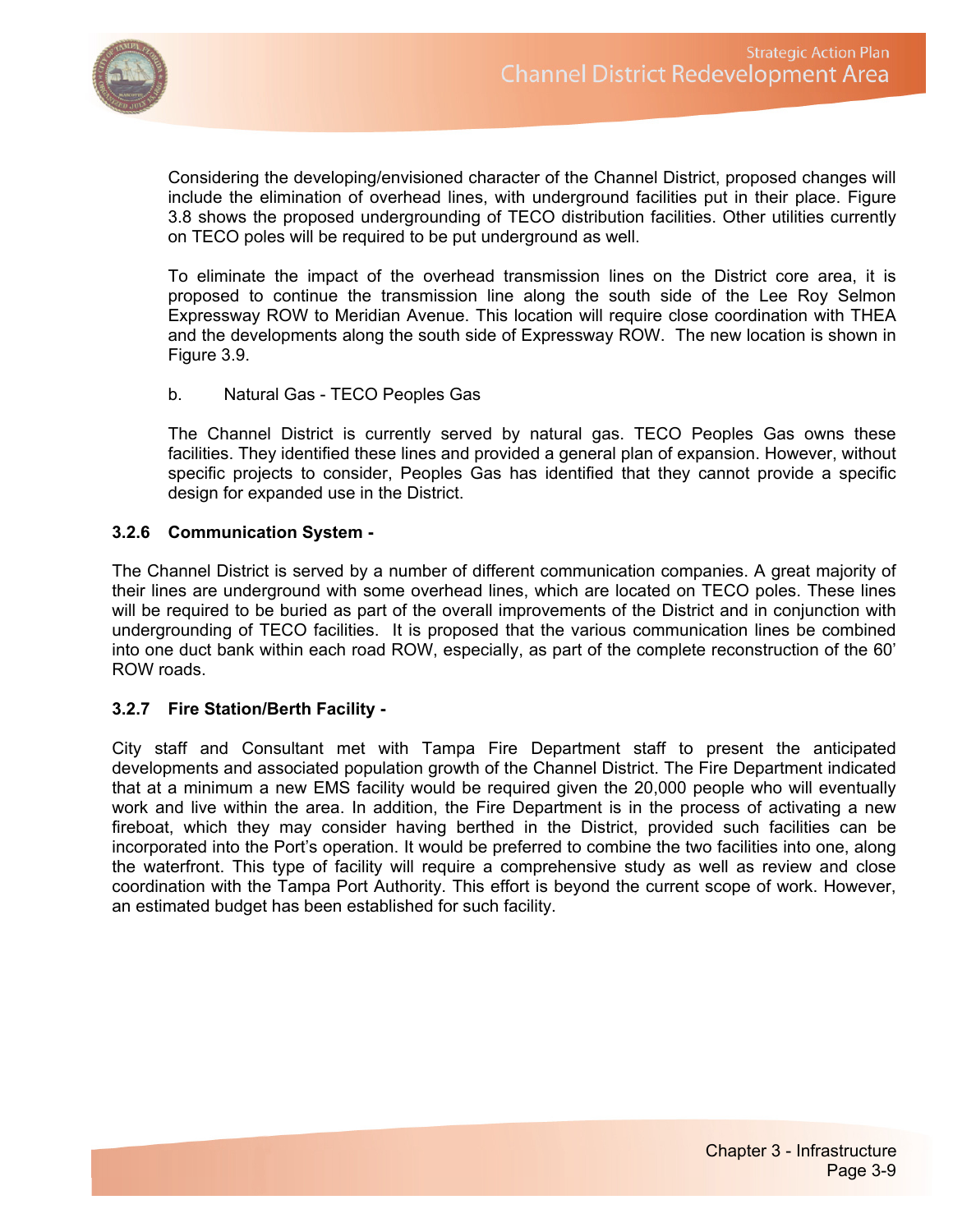Considering the developing/envisioned character of the Channel District, proposed changes will include the elimination of overhead lines, with underground facilities put in their place. Figure 3.8 shows the proposed undergrounding of TECO distribution facilities. Other utilities currently on TECO poles will be required to be put underground as well.

To eliminate the impact of the overhead transmission lines on the District core area, it is proposed to continue the transmission line along the south side of the Lee Roy Selmon Expressway ROW to Meridian Avenue. This location will require close coordination with THEA and the developments along the south side of Expressway ROW. The new location is shown in Figure 3.9.

b. Natural Gas - TECO Peoples Gas

The Channel District is currently served by natural gas. TECO Peoples Gas owns these facilities. They identified these lines and provided a general plan of expansion. However, without specific projects to consider, Peoples Gas has identified that they cannot provide a specific design for expanded use in the District.

### 3.2.6 Communication System -

The Channel District is served by a number of different communication companies. A great majority of their lines are underground with some overhead lines, which are located on TECO poles. These lines will be required to be buried as part of the overall improvements of the District and in conjunction with undergrounding of TECO facilities. It is proposed that the various communication lines be combined into one duct bank within each road ROW, especially, as part of the complete reconstruction of the 60' ROW roads.

### 3.2.7 Fire Station/Berth Facility -

City staff and Consultant met with Tampa Fire Department staff to present the anticipated developments and associated population growth of the Channel District. The Fire Department indicated that at a minimum a new EMS facility would be required given the 20,000 people who will eventually work and live within the area. In addition, the Fire Department is in the process of activating a new fireboat, which they may consider having berthed in the District, provided such facilities can be incorporated into the Port's operation. It would be preferred to combine the two facilities into one, along the waterfront. This type of facility will require a comprehensive study as well as review and close coordination with the Tampa Port Authority. This effort is beyond the current scope of work. However, an estimated budget has been established for such facility.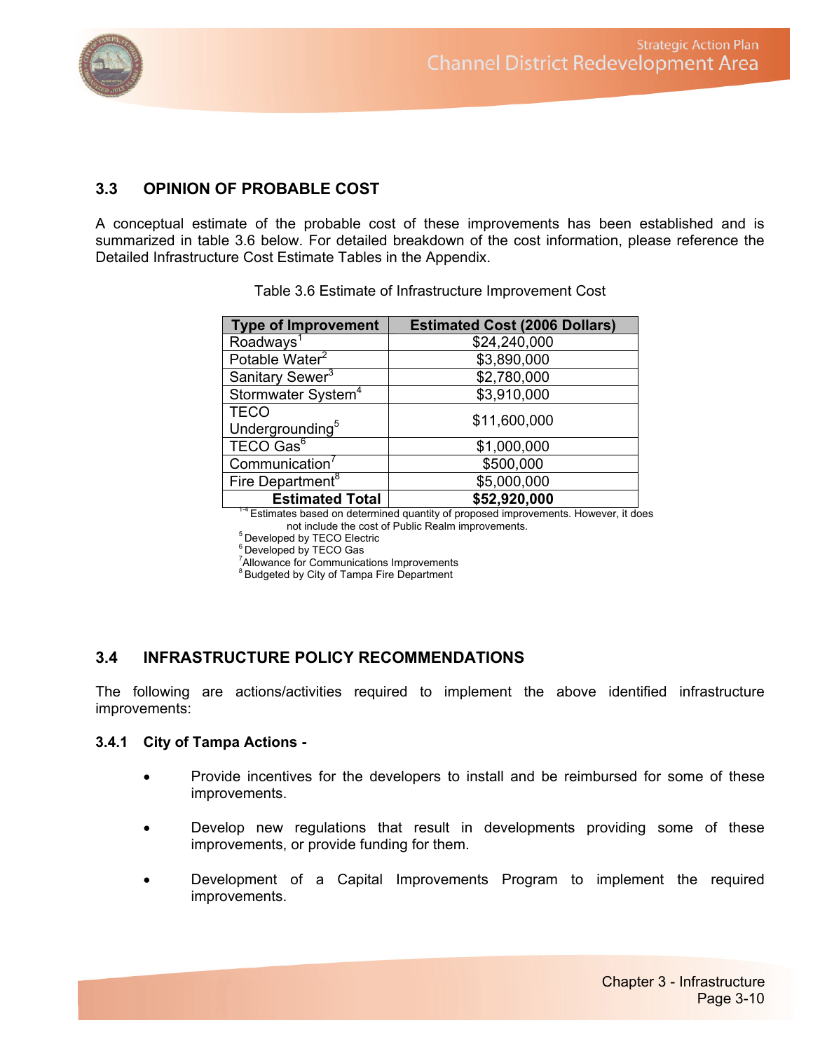## 3.3 OPINION OF PROBABLE COST

A conceptual estimate of the probable cost of these improvements has been established and is summarized in table 3.6 below. For detailed breakdown of the cost information, please reference the Detailed Infrastructure Cost Estimate Tables in the Appendix.

Table 3.6 Estimate of Infrastructure Improvement Cost

| Type of Improvement | Estimated Cost (2006 Dollars) |
|---|---|
| Roadways[1] | $24,240,000 |
| Potable Water[2] | $3,890,000 |
| Sanitary Sewer[3] | $2,780,000 |
| Stormwater System[4] | $3,910,000 |
| TECO Undergrounding[5] | $11,600,000 |
| TECO Gas[6] | $1,000,000 |
| Communication[7] | $500,000 |
| Fire Department[8] | $5,000,000 |
| **Estimated Total** | **$52,920,000** |

[1-4] Estimates based on determined quantity of proposed improvements. However, it does not include the cost of Public Realm improvements.
[5] Developed by TECO Electric
[6] Developed by TECO Gas
[7] Allowance for Communications Improvements
[8] Budgeted by City of Tampa Fire Department

## 3.4 INFRASTRUCTURE POLICY RECOMMENDATIONS

The following are actions/activities required to implement the above identified infrastructure improvements:

### 3.4.1 City of Tampa Actions -

- Provide incentives for the developers to install and be reimbursed for some of these improvements.
- Develop new regulations that result in developments providing some of these improvements, or provide funding for them.
- Development of a Capital Improvements Program to implement the required improvements.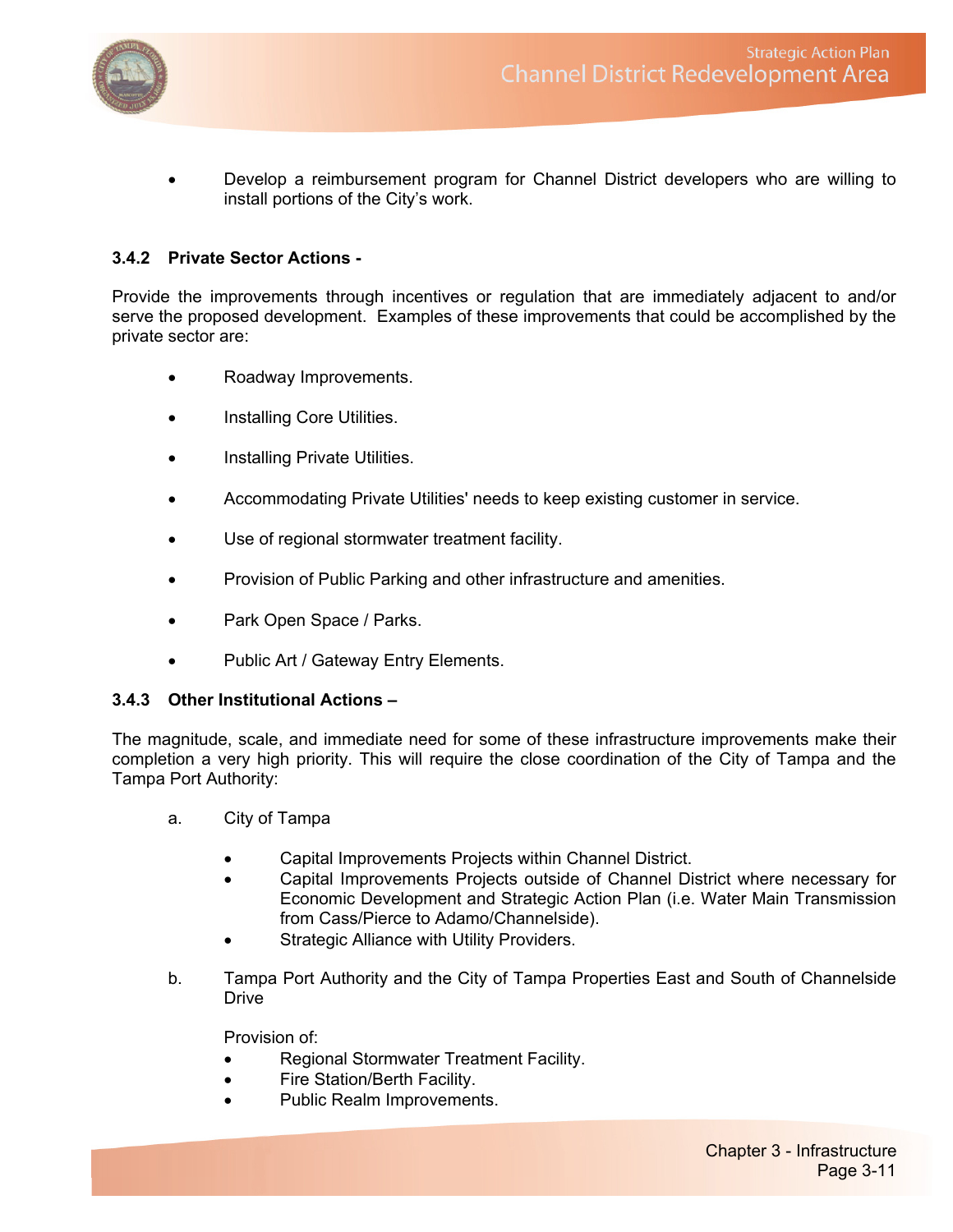- Develop a reimbursement program for Channel District developers who are willing to install portions of the City's work.

### 3.4.2 Private Sector Actions -

Provide the improvements through incentives or regulation that are immediately adjacent to and/or serve the proposed development. Examples of these improvements that could be accomplished by the private sector are:

- Roadway Improvements.
- Installing Core Utilities.
- Installing Private Utilities.
- Accommodating Private Utilities' needs to keep existing customer in service.
- Use of regional stormwater treatment facility.
- Provision of Public Parking and other infrastructure and amenities.
- Park Open Space / Parks.
- Public Art / Gateway Entry Elements.

### 3.4.3 Other Institutional Actions –

The magnitude, scale, and immediate need for some of these infrastructure improvements make their completion a very high priority. This will require the close coordination of the City of Tampa and the Tampa Port Authority:

a. City of Tampa

- Capital Improvements Projects within Channel District.
- Capital Improvements Projects outside of Channel District where necessary for Economic Development and Strategic Action Plan (i.e. Water Main Transmission from Cass/Pierce to Adamo/Channelside).
- Strategic Alliance with Utility Providers.

b. Tampa Port Authority and the City of Tampa Properties East and South of Channelside Drive

Provision of:

- Regional Stormwater Treatment Facility.
- Fire Station/Berth Facility.
- Public Realm Improvements.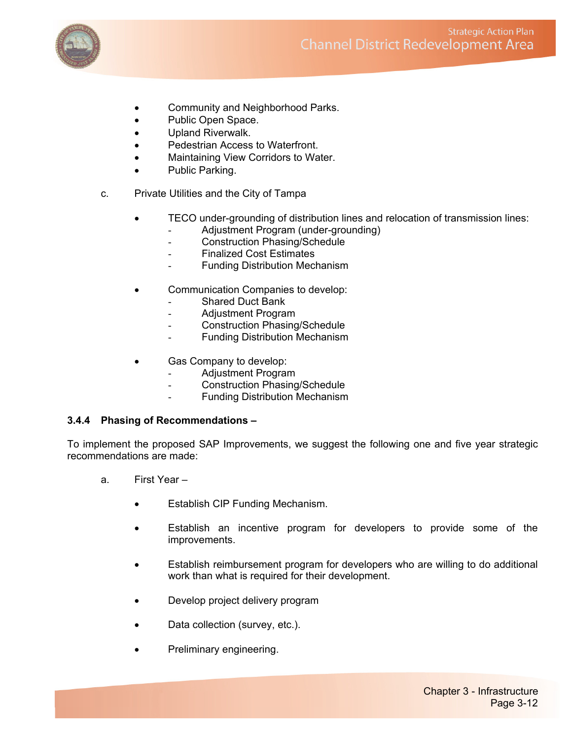- Community and Neighborhood Parks.
- Public Open Space.
- Upland Riverwalk.
- Pedestrian Access to Waterfront.
- Maintaining View Corridors to Water.
- Public Parking.

c. Private Utilities and the City of Tampa

- TECO under-grounding of distribution lines and relocation of transmission lines:
  - Adjustment Program (under-grounding)
  - Construction Phasing/Schedule
  - Finalized Cost Estimates
  - Funding Distribution Mechanism

- Communication Companies to develop:
  - Shared Duct Bank
  - Adjustment Program
  - Construction Phasing/Schedule
  - Funding Distribution Mechanism

- Gas Company to develop:
  - Adjustment Program
  - Construction Phasing/Schedule
  - Funding Distribution Mechanism

### 3.4.4 Phasing of Recommendations –

To implement the proposed SAP Improvements, we suggest the following one and five year strategic recommendations are made:

a. First Year –

- Establish CIP Funding Mechanism.

- Establish an incentive program for developers to provide some of the improvements.

- Establish reimbursement program for developers who are willing to do additional work than what is required for their development.

- Develop project delivery program

- Data collection (survey, etc.).

- Preliminary engineering.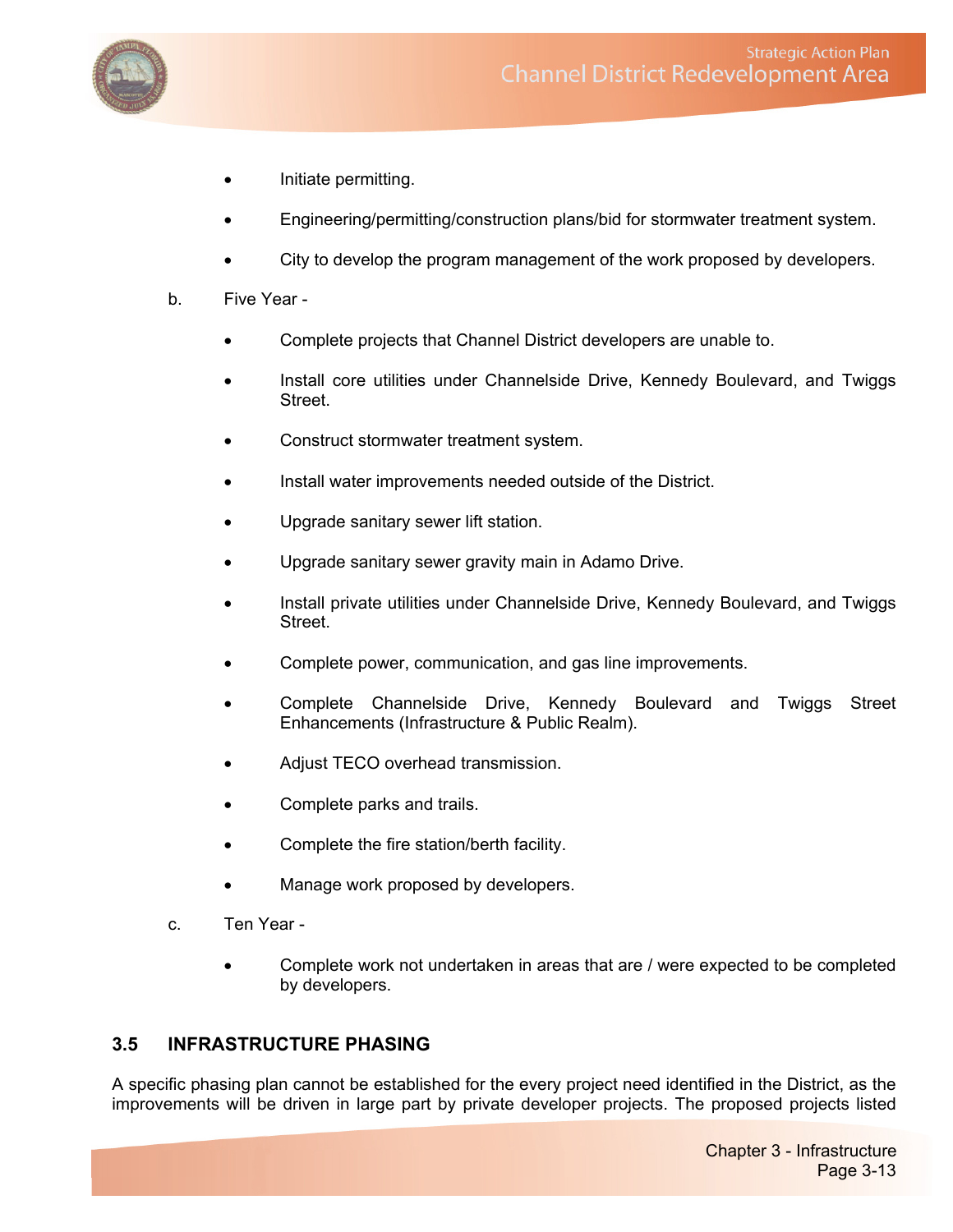- Initiate permitting.
- Engineering/permitting/construction plans/bid for stormwater treatment system.
- City to develop the program management of the work proposed by developers.

b. Five Year -

- Complete projects that Channel District developers are unable to.
- Install core utilities under Channelside Drive, Kennedy Boulevard, and Twiggs Street.
- Construct stormwater treatment system.
- Install water improvements needed outside of the District.
- Upgrade sanitary sewer lift station.
- Upgrade sanitary sewer gravity main in Adamo Drive.
- Install private utilities under Channelside Drive, Kennedy Boulevard, and Twiggs Street.
- Complete power, communication, and gas line improvements.
- Complete Channelside Drive, Kennedy Boulevard and Twiggs Street Enhancements (Infrastructure & Public Realm).
- Adjust TECO overhead transmission.
- Complete parks and trails.
- Complete the fire station/berth facility.
- Manage work proposed by developers.

c. Ten Year -

- Complete work not undertaken in areas that are / were expected to be completed by developers.

## 3.5 INFRASTRUCTURE PHASING

A specific phasing plan cannot be established for the every project need identified in the District, as the improvements will be driven in large part by private developer projects. The proposed projects listed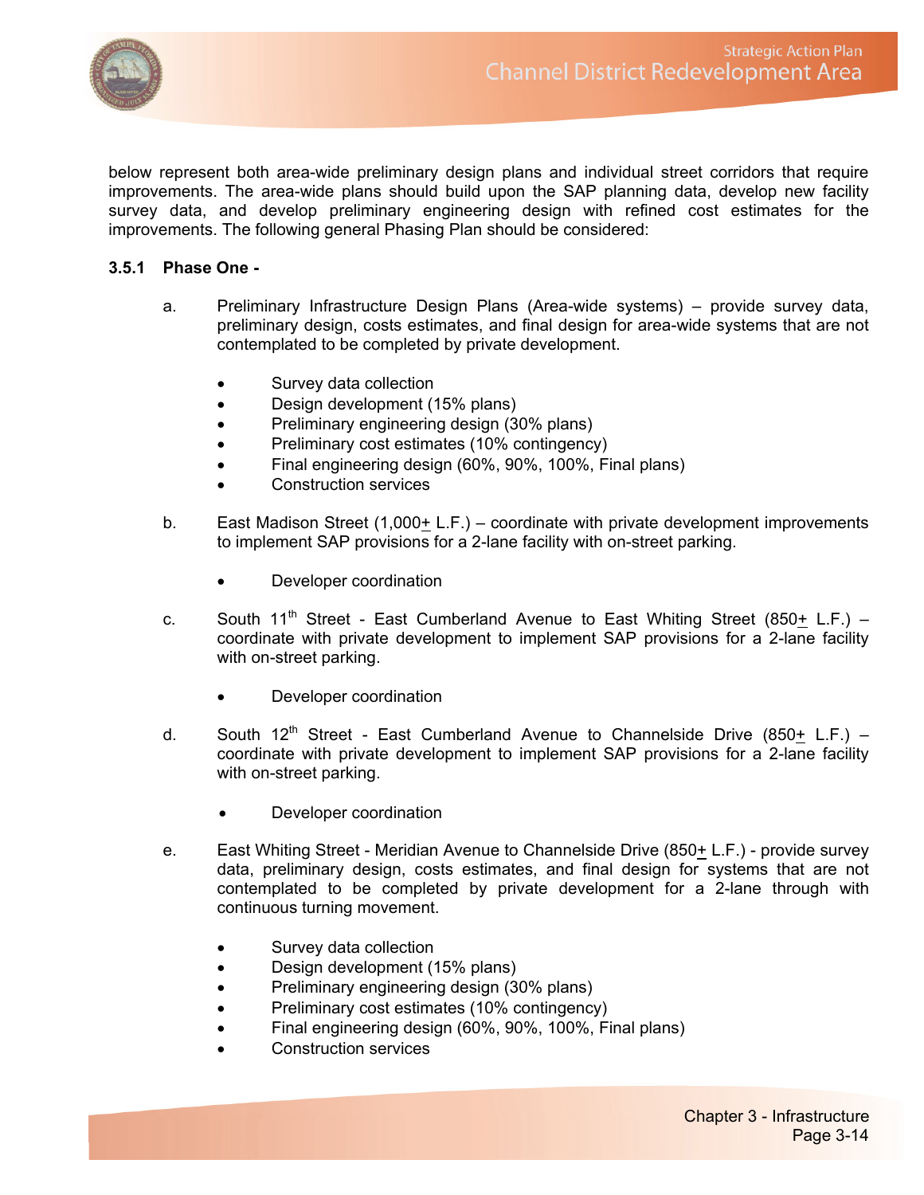below represent both area-wide preliminary design plans and individual street corridors that require improvements. The area-wide plans should build upon the SAP planning data, develop new facility survey data, and develop preliminary engineering design with refined cost estimates for the improvements. The following general Phasing Plan should be considered:

### 3.5.1 Phase One -

a. Preliminary Infrastructure Design Plans (Area-wide systems) – provide survey data, preliminary design, costs estimates, and final design for area-wide systems that are not contemplated to be completed by private development.

- Survey data collection
- Design development (15% plans)
- Preliminary engineering design (30% plans)
- Preliminary cost estimates (10% contingency)
- Final engineering design (60%, 90%, 100%, Final plans)
- Construction services

b. East Madison Street (1,000± L.F.) – coordinate with private development improvements to implement SAP provisions for a 2-lane facility with on-street parking.

- Developer coordination

c. South 11th Street - East Cumberland Avenue to East Whiting Street (850± L.F.) – coordinate with private development to implement SAP provisions for a 2-lane facility with on-street parking.

- Developer coordination

d. South 12th Street - East Cumberland Avenue to Channelside Drive (850± L.F.) – coordinate with private development to implement SAP provisions for a 2-lane facility with on-street parking.

- Developer coordination

e. East Whiting Street - Meridian Avenue to Channelside Drive (850± L.F.) - provide survey data, preliminary design, costs estimates, and final design for systems that are not contemplated to be completed by private development for a 2-lane through with continuous turning movement.

- Survey data collection
- Design development (15% plans)
- Preliminary engineering design (30% plans)
- Preliminary cost estimates (10% contingency)
- Final engineering design (60%, 90%, 100%, Final plans)
- Construction services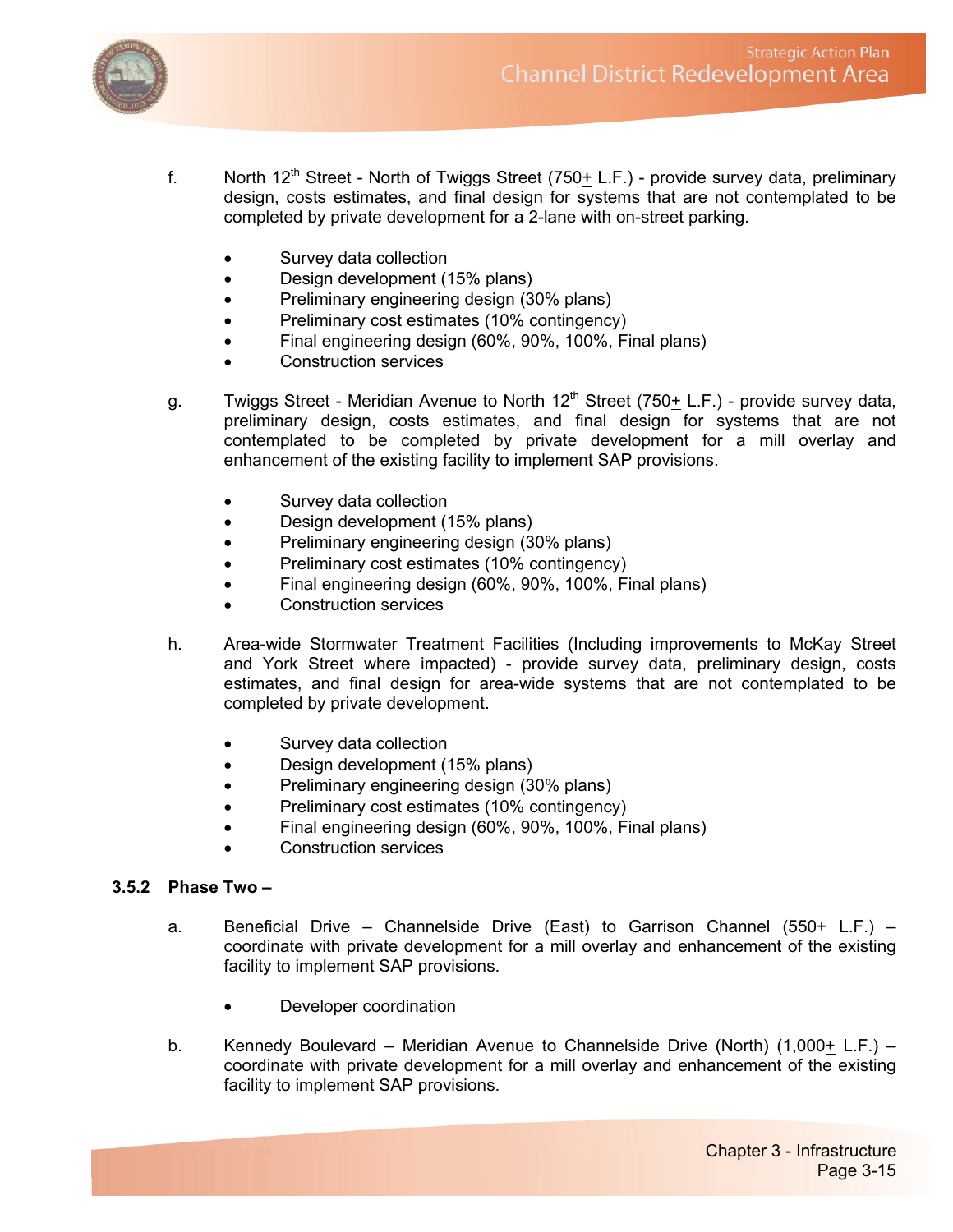f. North 12th Street - North of Twiggs Street (750+ L.F.) - provide survey data, preliminary design, costs estimates, and final design for systems that are not contemplated to be completed by private development for a 2-lane with on-street parking.

- Survey data collection
- Design development (15% plans)
- Preliminary engineering design (30% plans)
- Preliminary cost estimates (10% contingency)
- Final engineering design (60%, 90%, 100%, Final plans)
- Construction services

g. Twiggs Street - Meridian Avenue to North 12th Street (750+ L.F.) - provide survey data, preliminary design, costs estimates, and final design for systems that are not contemplated to be completed by private development for a mill overlay and enhancement of the existing facility to implement SAP provisions.

- Survey data collection
- Design development (15% plans)
- Preliminary engineering design (30% plans)
- Preliminary cost estimates (10% contingency)
- Final engineering design (60%, 90%, 100%, Final plans)
- Construction services

h. Area-wide Stormwater Treatment Facilities (Including improvements to McKay Street and York Street where impacted) - provide survey data, preliminary design, costs estimates, and final design for area-wide systems that are not contemplated to be completed by private development.

- Survey data collection
- Design development (15% plans)
- Preliminary engineering design (30% plans)
- Preliminary cost estimates (10% contingency)
- Final engineering design (60%, 90%, 100%, Final plans)
- Construction services

### 3.5.2 Phase Two –

a. Beneficial Drive – Channelside Drive (East) to Garrison Channel (550+ L.F.) – coordinate with private development for a mill overlay and enhancement of the existing facility to implement SAP provisions.

- Developer coordination

b. Kennedy Boulevard – Meridian Avenue to Channelside Drive (North) (1,000+ L.F.) – coordinate with private development for a mill overlay and enhancement of the existing facility to implement SAP provisions.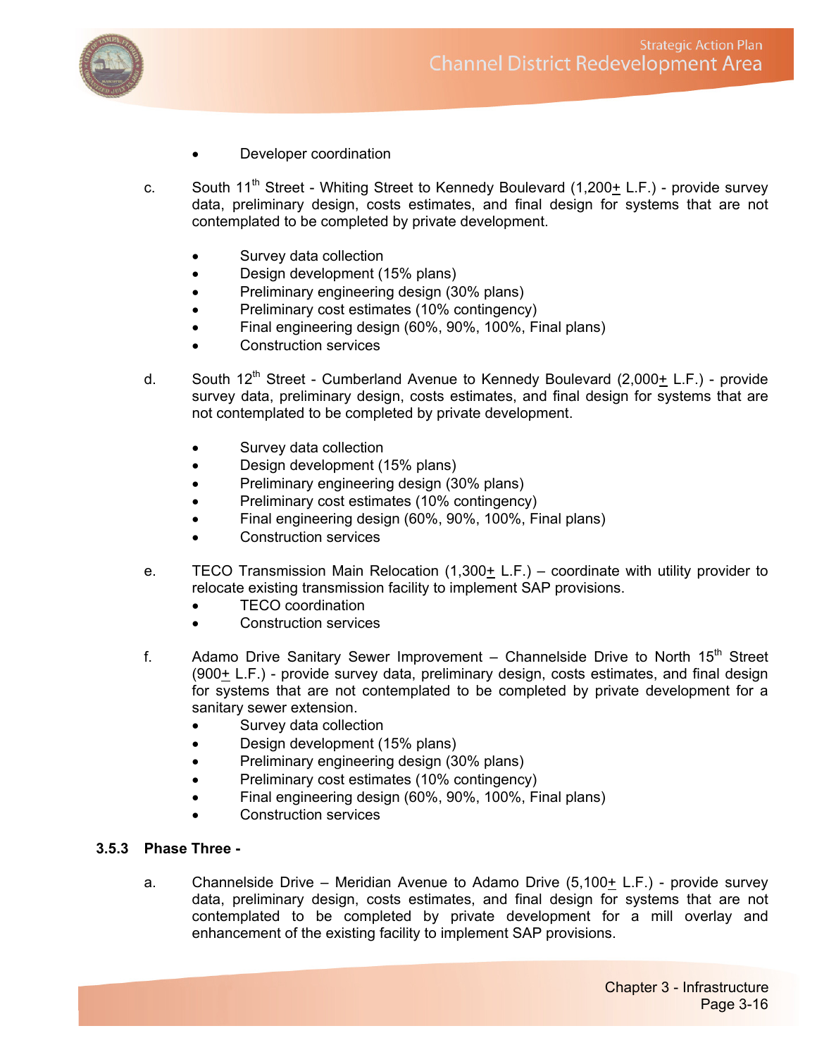- Developer coordination

c. South 11th Street - Whiting Street to Kennedy Boulevard (1,200± L.F.) - provide survey data, preliminary design, costs estimates, and final design for systems that are not contemplated to be completed by private development.

- Survey data collection
- Design development (15% plans)
- Preliminary engineering design (30% plans)
- Preliminary cost estimates (10% contingency)
- Final engineering design (60%, 90%, 100%, Final plans)
- Construction services

d. South 12th Street - Cumberland Avenue to Kennedy Boulevard (2,000± L.F.) - provide survey data, preliminary design, costs estimates, and final design for systems that are not contemplated to be completed by private development.

- Survey data collection
- Design development (15% plans)
- Preliminary engineering design (30% plans)
- Preliminary cost estimates (10% contingency)
- Final engineering design (60%, 90%, 100%, Final plans)
- Construction services

e. TECO Transmission Main Relocation (1,300± L.F.) – coordinate with utility provider to relocate existing transmission facility to implement SAP provisions.

- TECO coordination
- Construction services

f. Adamo Drive Sanitary Sewer Improvement – Channelside Drive to North 15th Street (900± L.F.) - provide survey data, preliminary design, costs estimates, and final design for systems that are not contemplated to be completed by private development for a sanitary sewer extension.

- Survey data collection
- Design development (15% plans)
- Preliminary engineering design (30% plans)
- Preliminary cost estimates (10% contingency)
- Final engineering design (60%, 90%, 100%, Final plans)
- Construction services

### 3.5.3 Phase Three -

a. Channelside Drive – Meridian Avenue to Adamo Drive (5,100± L.F.) - provide survey data, preliminary design, costs estimates, and final design for systems that are not contemplated to be completed by private development for a mill overlay and enhancement of the existing facility to implement SAP provisions.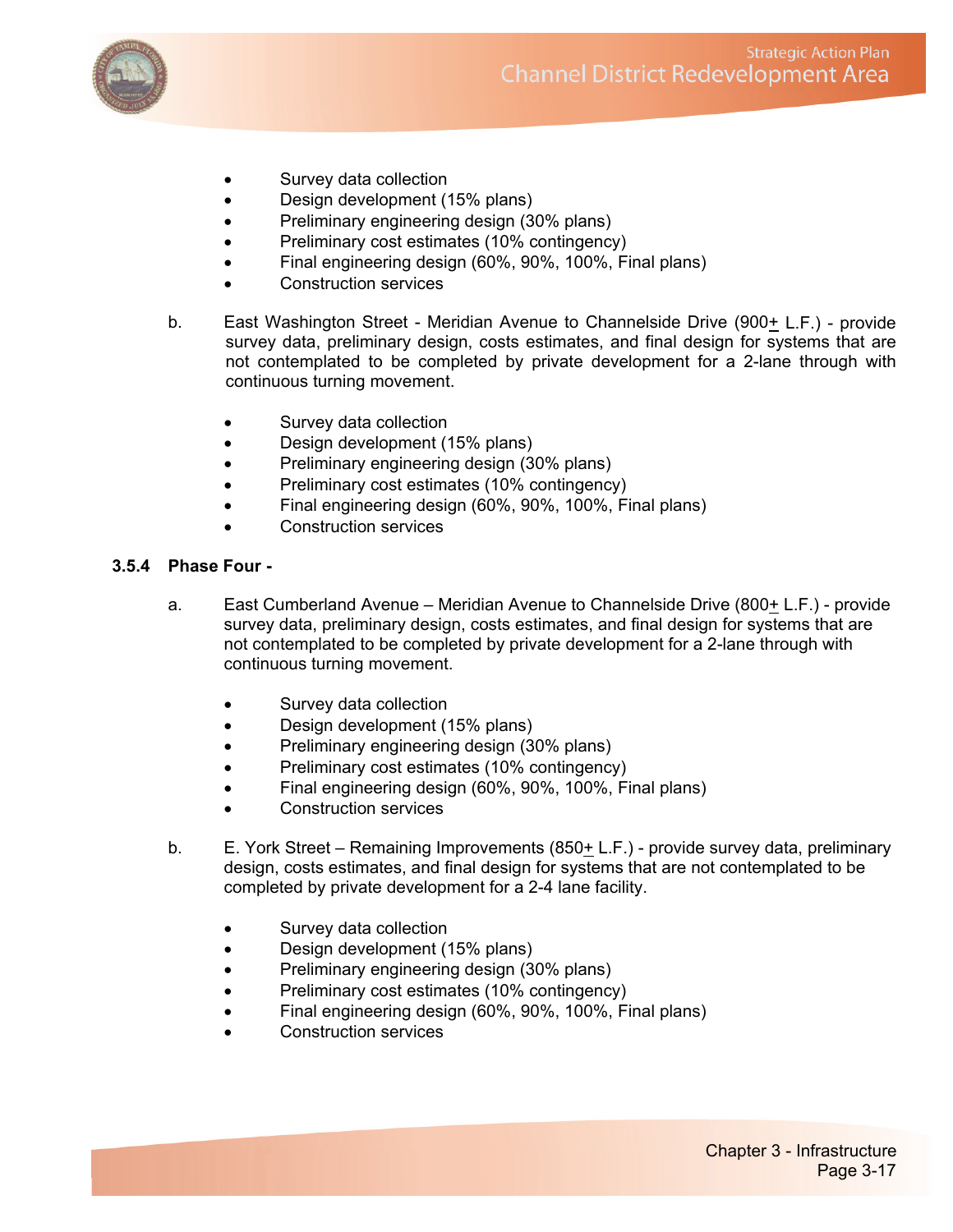- Survey data collection
- Design development (15% plans)
- Preliminary engineering design (30% plans)
- Preliminary cost estimates (10% contingency)
- Final engineering design (60%, 90%, 100%, Final plans)
- Construction services

b. East Washington Street - Meridian Avenue to Channelside Drive (900± L.F.) - provide survey data, preliminary design, costs estimates, and final design for systems that are not contemplated to be completed by private development for a 2-lane through with continuous turning movement.

- Survey data collection
- Design development (15% plans)
- Preliminary engineering design (30% plans)
- Preliminary cost estimates (10% contingency)
- Final engineering design (60%, 90%, 100%, Final plans)
- Construction services

### 3.5.4 Phase Four -

a. East Cumberland Avenue – Meridian Avenue to Channelside Drive (800± L.F.) - provide survey data, preliminary design, costs estimates, and final design for systems that are not contemplated to be completed by private development for a 2-lane through with continuous turning movement.

- Survey data collection
- Design development (15% plans)
- Preliminary engineering design (30% plans)
- Preliminary cost estimates (10% contingency)
- Final engineering design (60%, 90%, 100%, Final plans)
- Construction services

b. E. York Street – Remaining Improvements (850± L.F.) - provide survey data, preliminary design, costs estimates, and final design for systems that are not contemplated to be completed by private development for a 2-4 lane facility.

- Survey data collection
- Design development (15% plans)
- Preliminary engineering design (30% plans)
- Preliminary cost estimates (10% contingency)
- Final engineering design (60%, 90%, 100%, Final plans)
- Construction services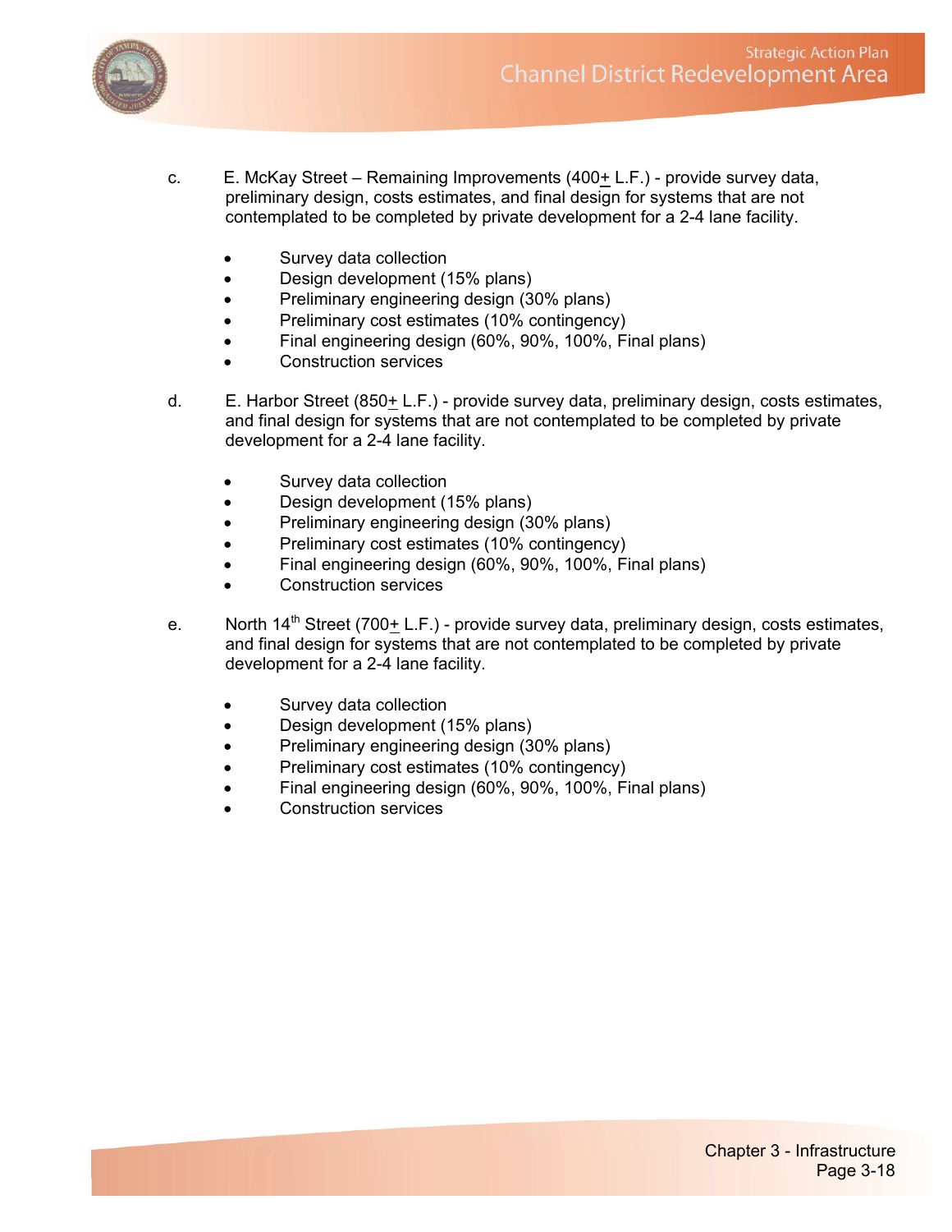c. E. McKay Street – Remaining Improvements (400± L.F.) - provide survey data, preliminary design, costs estimates, and final design for systems that are not contemplated to be completed by private development for a 2-4 lane facility.

- Survey data collection
- Design development (15% plans)
- Preliminary engineering design (30% plans)
- Preliminary cost estimates (10% contingency)
- Final engineering design (60%, 90%, 100%, Final plans)
- Construction services

d. E. Harbor Street (850± L.F.) - provide survey data, preliminary design, costs estimates, and final design for systems that are not contemplated to be completed by private development for a 2-4 lane facility.

- Survey data collection
- Design development (15% plans)
- Preliminary engineering design (30% plans)
- Preliminary cost estimates (10% contingency)
- Final engineering design (60%, 90%, 100%, Final plans)
- Construction services

e. North 14th Street (700± L.F.) - provide survey data, preliminary design, costs estimates, and final design for systems that are not contemplated to be completed by private development for a 2-4 lane facility.

- Survey data collection
- Design development (15% plans)
- Preliminary engineering design (30% plans)
- Preliminary cost estimates (10% contingency)
- Final engineering design (60%, 90%, 100%, Final plans)
- Construction services